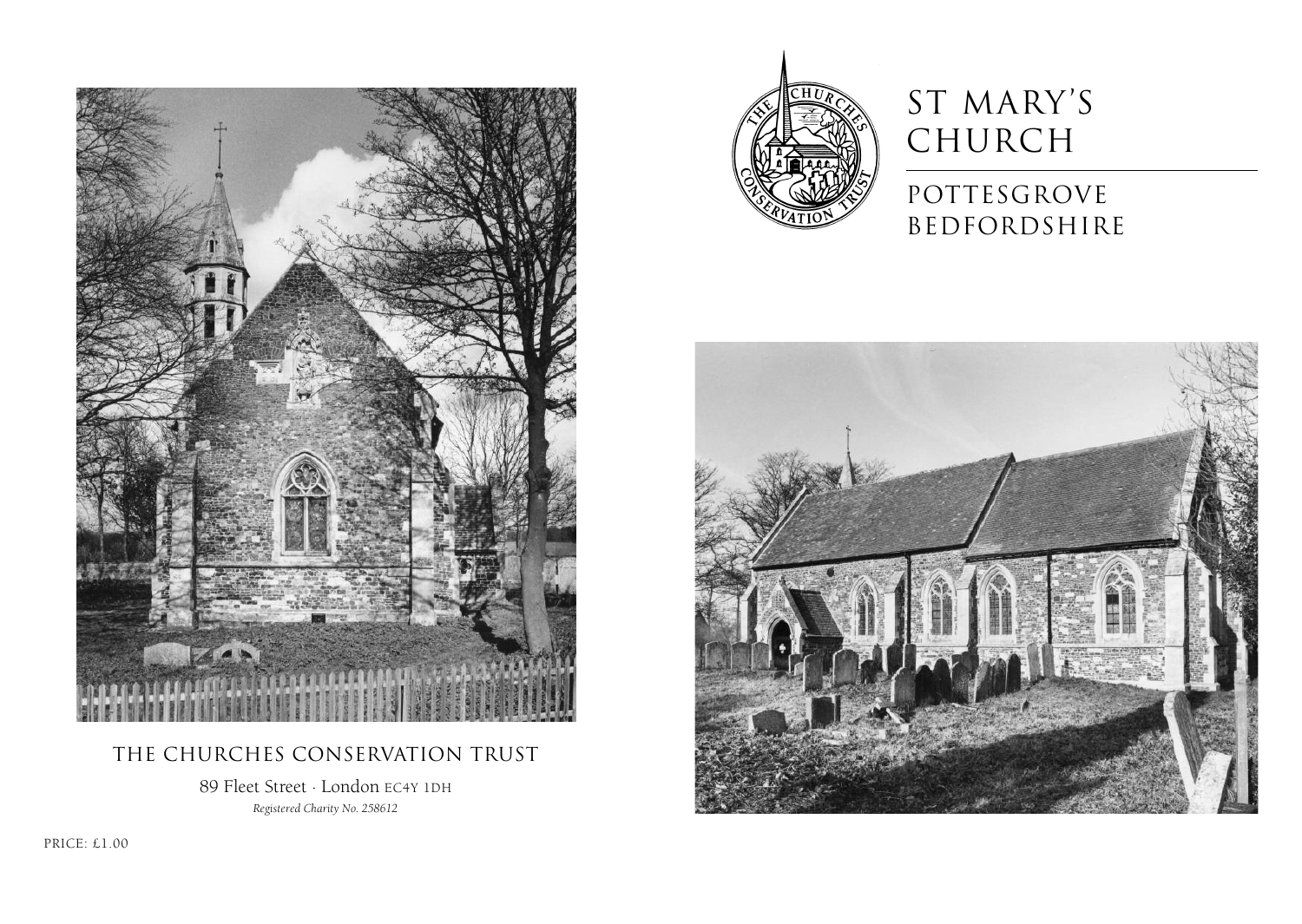# ST MARY'S CHURCH

## POTTESGROVE
## BEDFORDSHIRE

THE CHURCHES CONSERVATION TRUST

89 Fleet Street · London EC4Y 1DH

*Registered Charity No. 258612*

PRICE: £1.00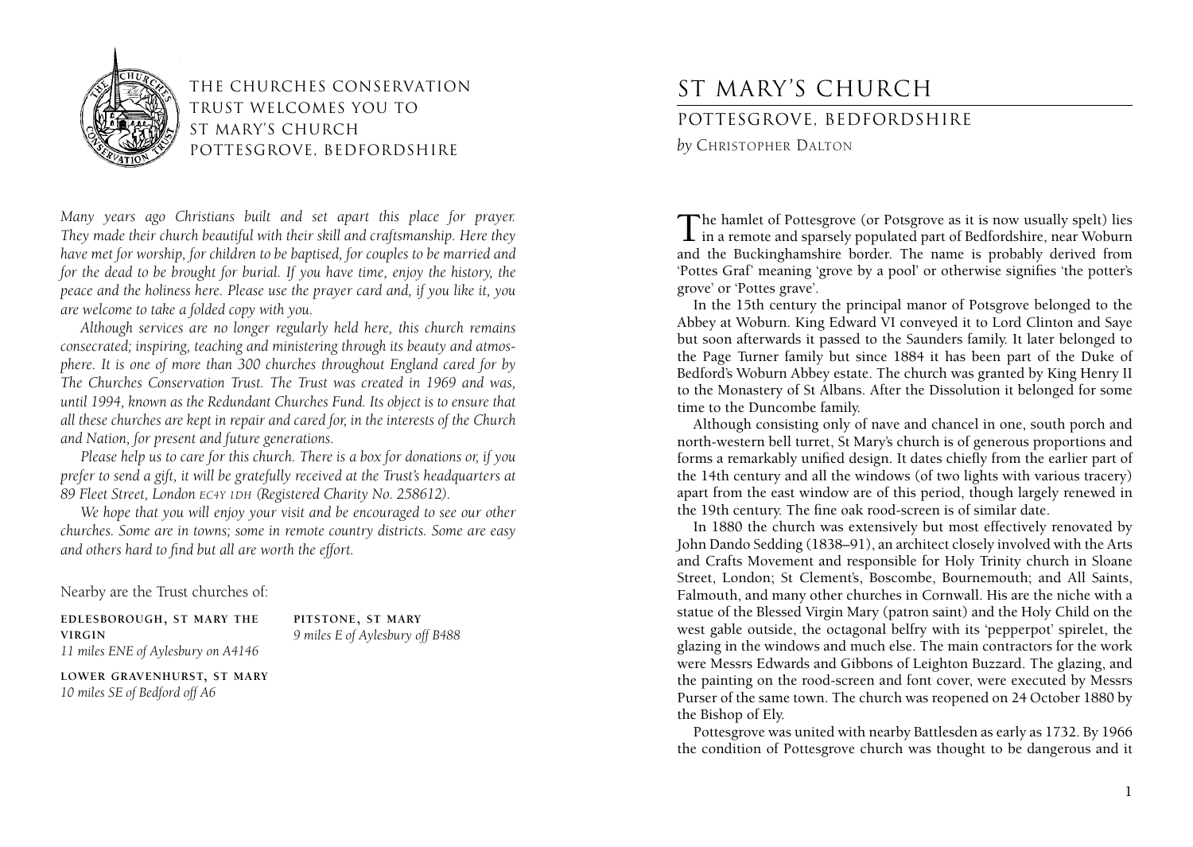# THE CHURCHES CONSERVATION TRUST WELCOMES YOU TO ST MARY'S CHURCH POTTESGROVE, BEDFORDSHIRE

*Many years ago Christians built and set apart this place for prayer. They made their church beautiful with their skill and craftsmanship. Here they have met for worship, for children to be baptised, for couples to be married and for the dead to be brought for burial. If you have time, enjoy the history, the peace and the holiness here. Please use the prayer card and, if you like it, you are welcome to take a folded copy with you.*

*Although services are no longer regularly held here, this church remains consecrated; inspiring, teaching and ministering through its beauty and atmosphere. It is one of more than 300 churches throughout England cared for by The Churches Conservation Trust. The Trust was created in 1969 and was, until 1994, known as the Redundant Churches Fund. Its object is to ensure that all these churches are kept in repair and cared for, in the interests of the Church and Nation, for present and future generations.*

*Please help us to care for this church. There is a box for donations or, if you prefer to send a gift, it will be gratefully received at the Trust's headquarters at 89 Fleet Street, London EC4Y 1DH (Registered Charity No. 258612).*

*We hope that you will enjoy your visit and be encouraged to see our other churches. Some are in towns; some in remote country districts. Some are easy and others hard to find but all are worth the effort.*

Nearby are the Trust churches of:

**EDLESBOROUGH, ST MARY THE VIRGIN**
*11 miles ENE of Aylesbury on A4146*

**LOWER GRAVENHURST, ST MARY**
*10 miles SE of Bedford off A6*

**PITSTONE, ST MARY**
*9 miles E of Aylesbury off B488*

# ST MARY'S CHURCH

## POTTESGROVE, BEDFORDSHIRE

*by* CHRISTOPHER DALTON

The hamlet of Pottesgrove (or Potsgrove as it is now usually spelt) lies in a remote and sparsely populated part of Bedfordshire, near Woburn and the Buckinghamshire border. The name is probably derived from 'Pottes Graf' meaning 'grove by a pool' or otherwise signifies 'the potter's grove' or 'Pottes grave'.

In the 15th century the principal manor of Potsgrove belonged to the Abbey at Woburn. King Edward VI conveyed it to Lord Clinton and Saye but soon afterwards it passed to the Saunders family. It later belonged to the Page Turner family but since 1884 it has been part of the Duke of Bedford's Woburn Abbey estate. The church was granted by King Henry II to the Monastery of St Albans. After the Dissolution it belonged for some time to the Duncombe family.

Although consisting only of nave and chancel in one, south porch and north-western bell turret, St Mary's church is of generous proportions and forms a remarkably unified design. It dates chiefly from the earlier part of the 14th century and all the windows (of two lights with various tracery) apart from the east window are of this period, though largely renewed in the 19th century. The fine oak rood-screen is of similar date.

In 1880 the church was extensively but most effectively renovated by John Dando Sedding (1838–91), an architect closely involved with the Arts and Crafts Movement and responsible for Holy Trinity church in Sloane Street, London; St Clement's, Boscombe, Bournemouth; and All Saints, Falmouth, and many other churches in Cornwall. His are the niche with a statue of the Blessed Virgin Mary (patron saint) and the Holy Child on the west gable outside, the octagonal belfry with its 'pepperpot' spirelet, the glazing in the windows and much else. The main contractors for the work were Messrs Edwards and Gibbons of Leighton Buzzard. The glazing, and the painting on the rood-screen and font cover, were executed by Messrs Purser of the same town. The church was reopened on 24 October 1880 by the Bishop of Ely.

Pottesgrove was united with nearby Battlesden as early as 1732. By 1966 the condition of Pottesgrove church was thought to be dangerous and it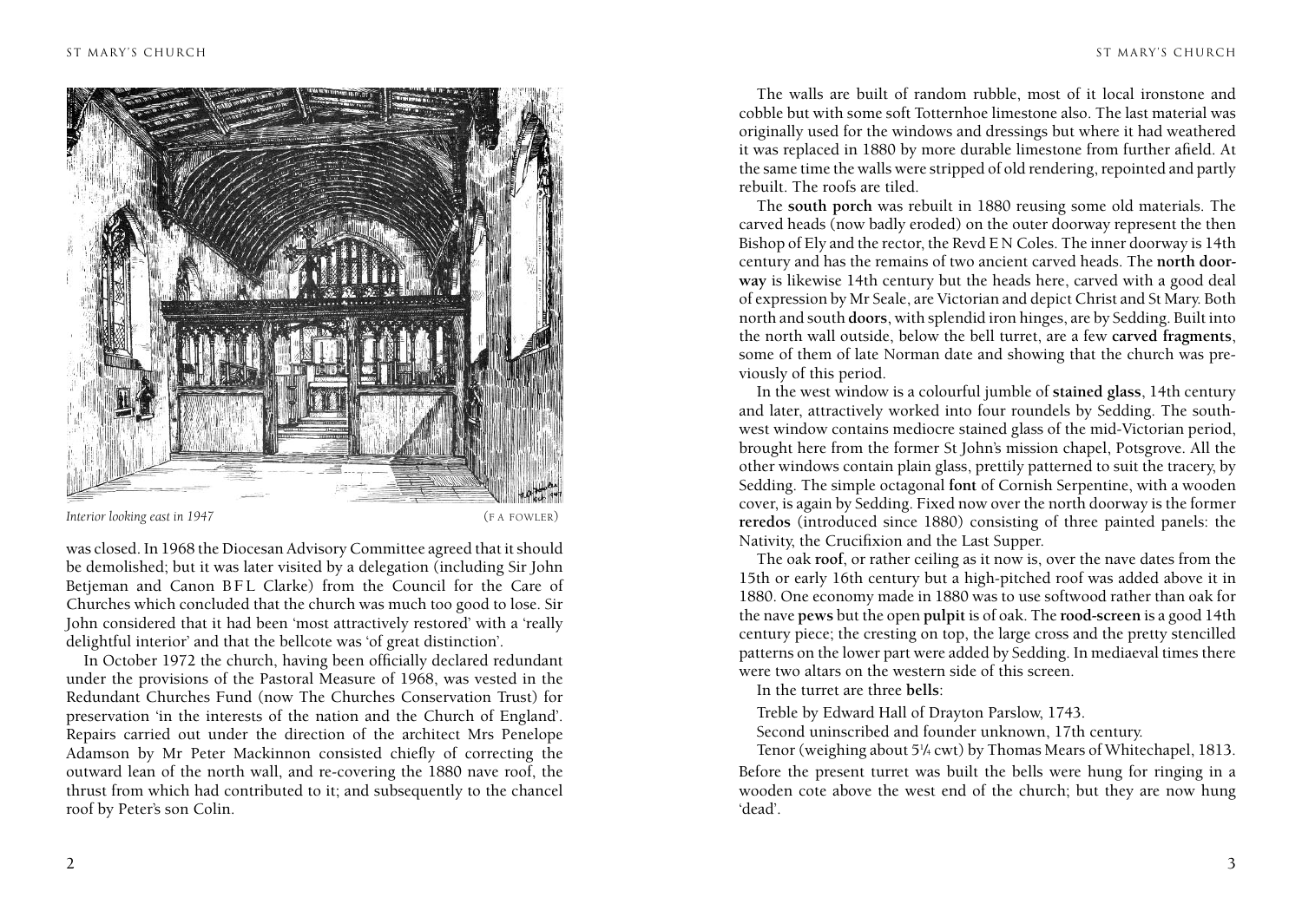*Interior looking east in 1947* (F A FOWLER)

was closed. In 1968 the Diocesan Advisory Committee agreed that it should be demolished; but it was later visited by a delegation (including Sir John Betjeman and Canon B F L Clarke) from the Council for the Care of Churches which concluded that the church was much too good to lose. Sir John considered that it had been 'most attractively restored' with a 'really delightful interior' and that the bellcote was 'of great distinction'.

In October 1972 the church, having been officially declared redundant under the provisions of the Pastoral Measure of 1968, was vested in the Redundant Churches Fund (now The Churches Conservation Trust) for preservation 'in the interests of the nation and the Church of England'. Repairs carried out under the direction of the architect Mrs Penelope Adamson by Mr Peter Mackinnon consisted chiefly of correcting the outward lean of the north wall, and re-covering the 1880 nave roof, the thrust from which had contributed to it; and subsequently to the chancel roof by Peter's son Colin.

The walls are built of random rubble, most of it local ironstone and cobble but with some soft Totternhoe limestone also. The last material was originally used for the windows and dressings but where it had weathered it was replaced in 1880 by more durable limestone from further afield. At the same time the walls were stripped of old rendering, repointed and partly rebuilt. The roofs are tiled.

The **south porch** was rebuilt in 1880 reusing some old materials. The carved heads (now badly eroded) on the outer doorway represent the then Bishop of Ely and the rector, the Revd E N Coles. The inner doorway is 14th century and has the remains of two ancient carved heads. The **north doorway** is likewise 14th century but the heads here, carved with a good deal of expression by Mr Seale, are Victorian and depict Christ and St Mary. Both north and south **doors**, with splendid iron hinges, are by Sedding. Built into the north wall outside, below the bell turret, are a few **carved fragments**, some of them of late Norman date and showing that the church was previously of this period.

In the west window is a colourful jumble of **stained glass**, 14th century and later, attractively worked into four roundels by Sedding. The south-west window contains mediocre stained glass of the mid-Victorian period, brought here from the former St John's mission chapel, Potsgrove. All the other windows contain plain glass, prettily patterned to suit the tracery, by Sedding. The simple octagonal **font** of Cornish Serpentine, with a wooden cover, is again by Sedding. Fixed now over the north doorway is the former **reredos** (introduced since 1880) consisting of three painted panels: the Nativity, the Crucifixion and the Last Supper.

The oak **roof**, or rather ceiling as it now is, over the nave dates from the 15th or early 16th century but a high-pitched roof was added above it in 1880. One economy made in 1880 was to use softwood rather than oak for the nave **pews** but the open **pulpit** is of oak. The **rood-screen** is a good 14th century piece; the cresting on top, the large cross and the pretty stencilled patterns on the lower part were added by Sedding. In mediaeval times there were two altars on the western side of this screen.

In the turret are three **bells**:

Treble by Edward Hall of Drayton Parslow, 1743.

Second uninscribed and founder unknown, 17th century.

Tenor (weighing about 5¼ cwt) by Thomas Mears of Whitechapel, 1813.

Before the present turret was built the bells were hung for ringing in a wooden cote above the west end of the church; but they are now hung 'dead'.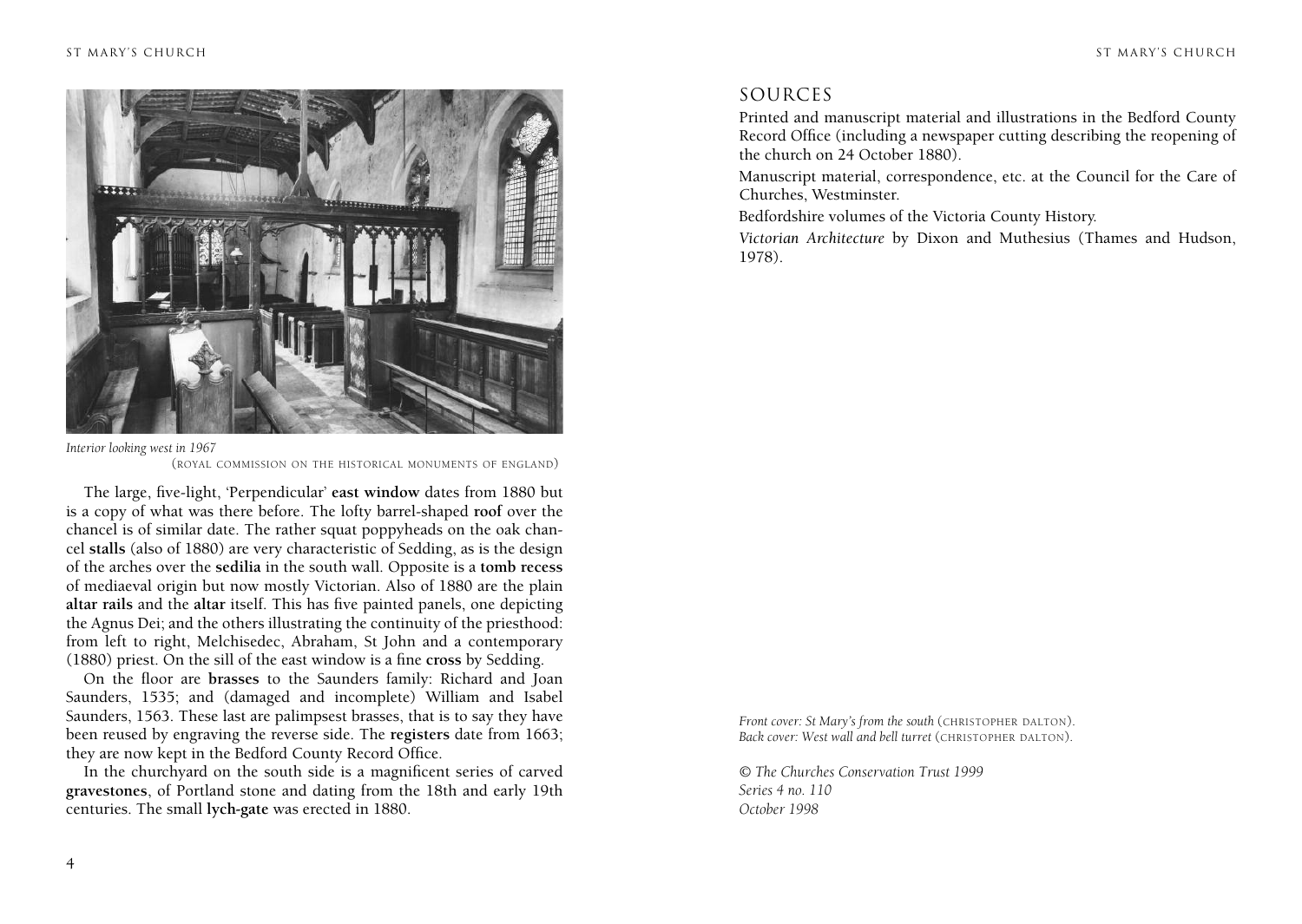*Interior looking west in 1967*
(ROYAL COMMISSION ON THE HISTORICAL MONUMENTS OF ENGLAND)

The large, five-light, 'Perpendicular' **east window** dates from 1880 but is a copy of what was there before. The lofty barrel-shaped **roof** over the chancel is of similar date. The rather squat poppyheads on the oak chancel **stalls** (also of 1880) are very characteristic of Sedding, as is the design of the arches over the **sedilia** in the south wall. Opposite is a **tomb recess** of mediaeval origin but now mostly Victorian. Also of 1880 are the plain **altar rails** and the **altar** itself. This has five painted panels, one depicting the Agnus Dei; and the others illustrating the continuity of the priesthood: from left to right, Melchisedec, Abraham, St John and a contemporary (1880) priest. On the sill of the east window is a fine **cross** by Sedding.

On the floor are **brasses** to the Saunders family: Richard and Joan Saunders, 1535; and (damaged and incomplete) William and Isabel Saunders, 1563. These last are palimpsest brasses, that is to say they have been reused by engraving the reverse side. The **registers** date from 1663; they are now kept in the Bedford County Record Office.

In the churchyard on the south side is a magnificent series of carved **gravestones**, of Portland stone and dating from the 18th and early 19th centuries. The small **lych-gate** was erected in 1880.

## SOURCES

Printed and manuscript material and illustrations in the Bedford County Record Office (including a newspaper cutting describing the reopening of the church on 24 October 1880).

Manuscript material, correspondence, etc. at the Council for the Care of Churches, Westminster.

Bedfordshire volumes of the Victoria County History.

*Victorian Architecture* by Dixon and Muthesius (Thames and Hudson, 1978).

*Front cover: St Mary's from the south* (CHRISTOPHER DALTON).
*Back cover: West wall and bell turret* (CHRISTOPHER DALTON).

*© The Churches Conservation Trust 1999*
*Series 4 no. 110*
*October 1998*